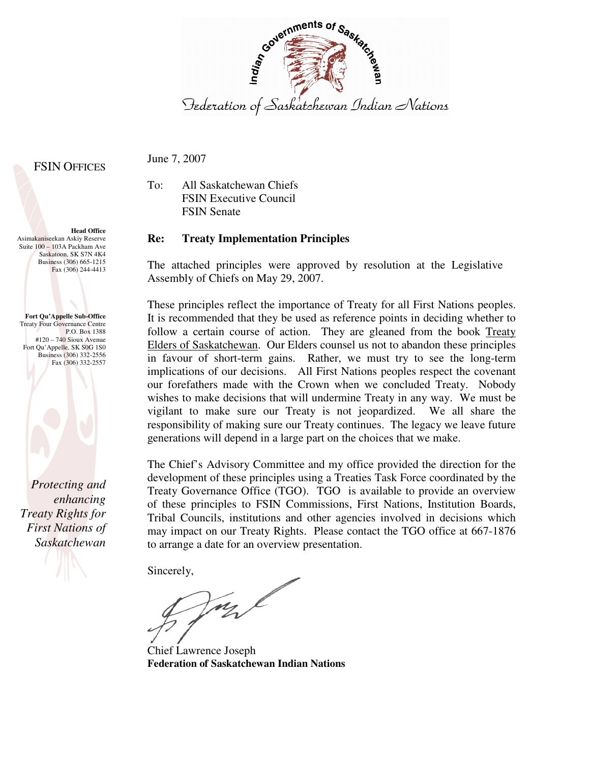Indian Governments of Saskatchewan

Federation of Saskatchewan Indian Nations

FSIN OFFICES

**Head Office**
Asimakaniseekan Askiy Reserve
Suite 100 – 103A Packham Ave
Saskatoon, SK S7N 4K4
Business (306) 665-1215
Fax (306) 244-4413

**Fort Qu'Appelle Sub-Office**
Treaty Four Governance Centre
P.O. Box 1388
#120 – 740 Sioux Avenue
Fort Qu'Appelle, SK S0G 1S0
Business (306) 332-2556
Fax (306) 332-2557

*Protecting and enhancing Treaty Rights for First Nations of Saskatchewan*

June 7, 2007

To: All Saskatchewan Chiefs
FSIN Executive Council
FSIN Senate

**Re: Treaty Implementation Principles**

The attached principles were approved by resolution at the Legislative Assembly of Chiefs on May 29, 2007.

These principles reflect the importance of Treaty for all First Nations peoples. It is recommended that they be used as reference points in deciding whether to follow a certain course of action. They are gleaned from the book Treaty Elders of Saskatchewan. Our Elders counsel us not to abandon these principles in favour of short-term gains. Rather, we must try to see the long-term implications of our decisions. All First Nations peoples respect the covenant our forefathers made with the Crown when we concluded Treaty. Nobody wishes to make decisions that will undermine Treaty in any way. We must be vigilant to make sure our Treaty is not jeopardized. We all share the responsibility of making sure our Treaty continues. The legacy we leave future generations will depend in a large part on the choices that we make.

The Chief's Advisory Committee and my office provided the direction for the development of these principles using a Treaties Task Force coordinated by the Treaty Governance Office (TGO). TGO is available to provide an overview of these principles to FSIN Commissions, First Nations, Institution Boards, Tribal Councils, institutions and other agencies involved in decisions which may impact on our Treaty Rights. Please contact the TGO office at 667-1876 to arrange a date for an overview presentation.

Sincerely,

Chief Lawrence Joseph
**Federation of Saskatchewan Indian Nations**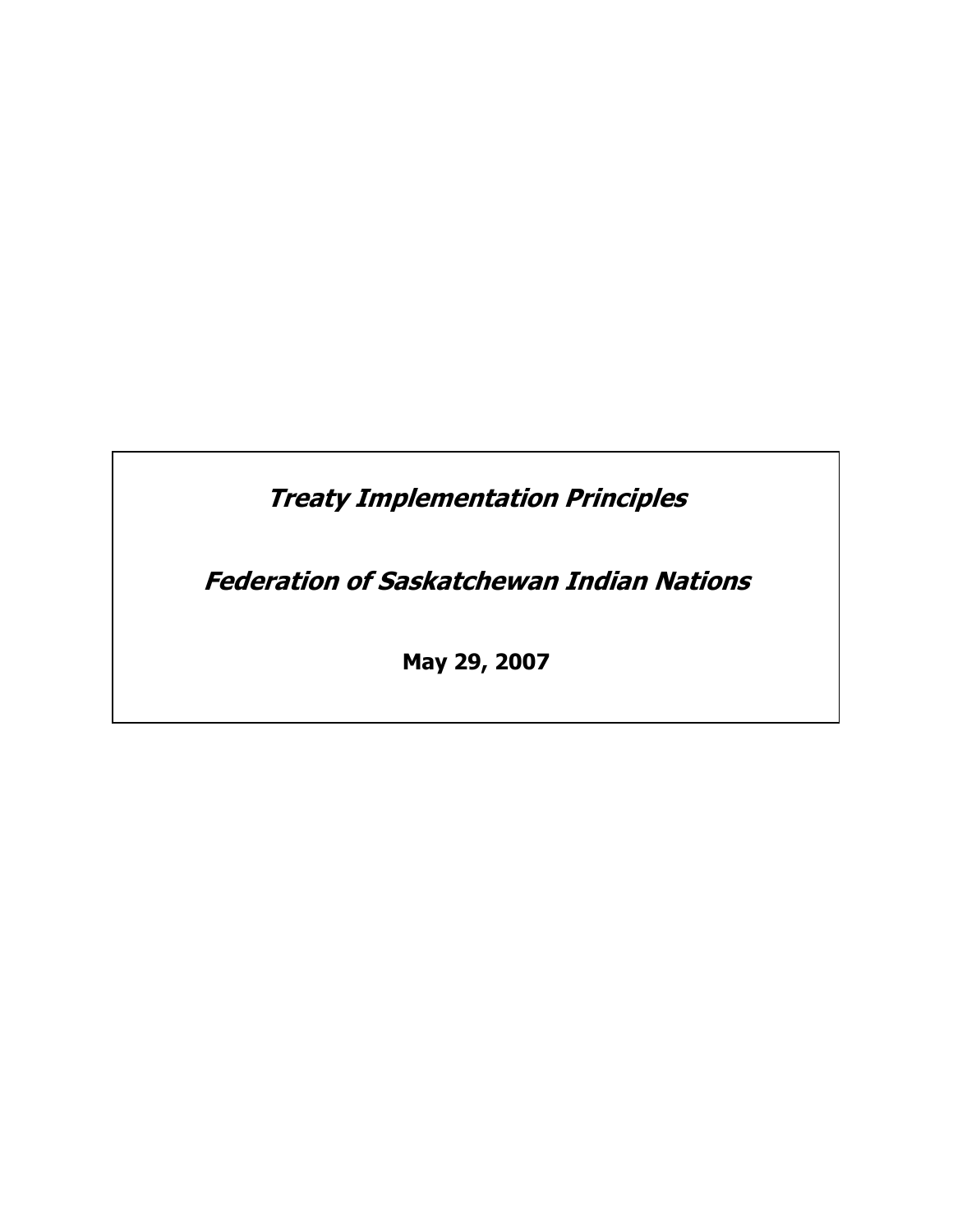***Treaty Implementation Principles***

***Federation of Saskatchewan Indian Nations***

**May 29, 2007**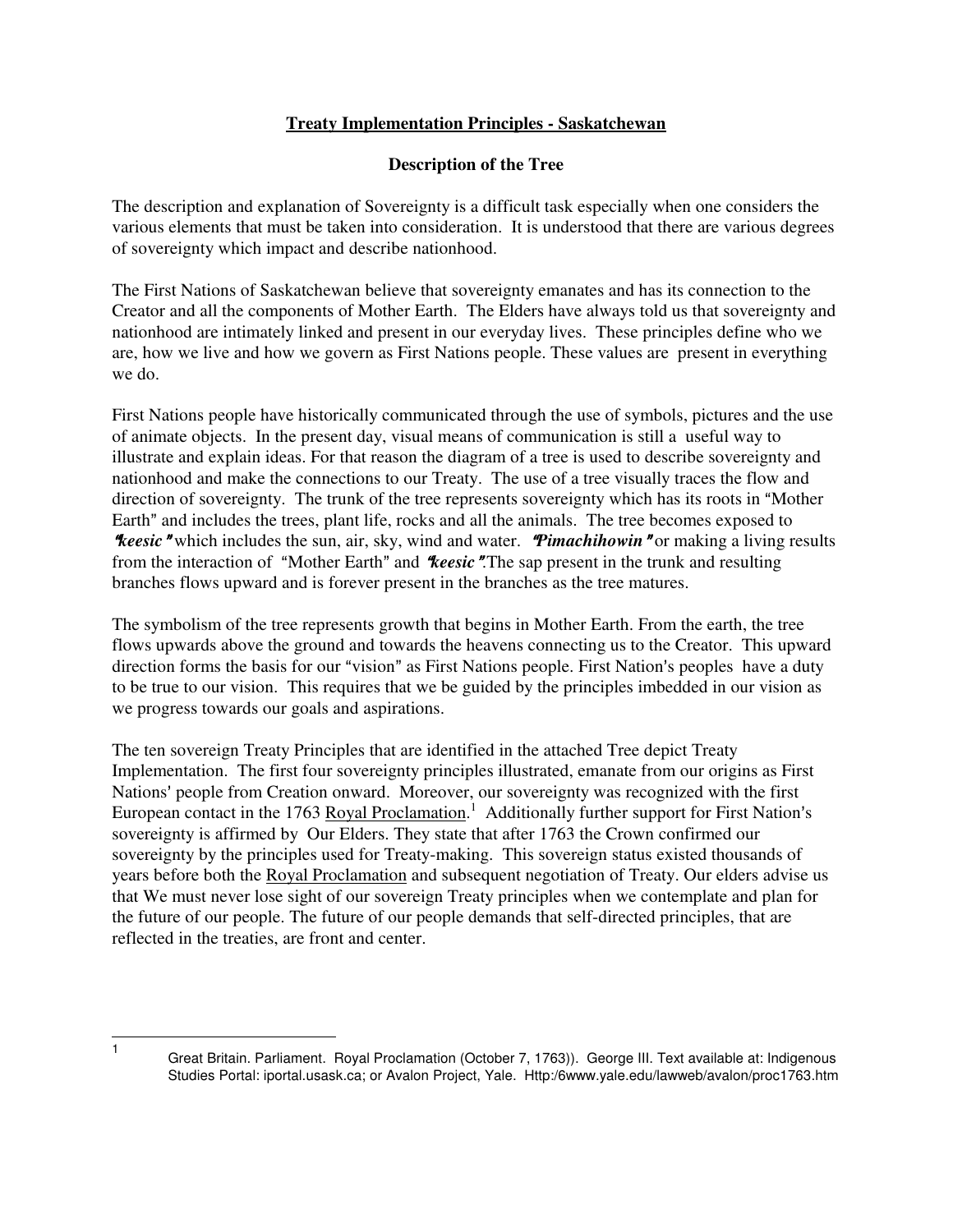**Treaty Implementation Principles - Saskatchewan**

**Description of the Tree**

The description and explanation of Sovereignty is a difficult task especially when one considers the various elements that must be taken into consideration. It is understood that there are various degrees of sovereignty which impact and describe nationhood.

The First Nations of Saskatchewan believe that sovereignty emanates and has its connection to the Creator and all the components of Mother Earth. The Elders have always told us that sovereignty and nationhood are intimately linked and present in our everyday lives. These principles define who we are, how we live and how we govern as First Nations people. These values are present in everything we do.

First Nations people have historically communicated through the use of symbols, pictures and the use of animate objects. In the present day, visual means of communication is still a useful way to illustrate and explain ideas. For that reason the diagram of a tree is used to describe sovereignty and nationhood and make the connections to our Treaty. The use of a tree visually traces the flow and direction of sovereignty. The trunk of the tree represents sovereignty which has its roots in "Mother Earth" and includes the trees, plant life, rocks and all the animals. The tree becomes exposed to ***"keesic"*** which includes the sun, air, sky, wind and water. ***"Pimachihowin"*** or making a living results from the interaction of "Mother Earth" and ***"keesic"***.The sap present in the trunk and resulting branches flows upward and is forever present in the branches as the tree matures.

The symbolism of the tree represents growth that begins in Mother Earth. From the earth, the tree flows upwards above the ground and towards the heavens connecting us to the Creator. This upward direction forms the basis for our "vision" as First Nations people. First Nation's peoples have a duty to be true to our vision. This requires that we be guided by the principles imbedded in our vision as we progress towards our goals and aspirations.

The ten sovereign Treaty Principles that are identified in the attached Tree depict Treaty Implementation. The first four sovereignty principles illustrated, emanate from our origins as First Nations' people from Creation onward. Moreover, our sovereignty was recognized with the first European contact in the 1763 Royal Proclamation.[1] Additionally further support for First Nation's sovereignty is affirmed by Our Elders. They state that after 1763 the Crown confirmed our sovereignty by the principles used for Treaty-making. This sovereign status existed thousands of years before both the Royal Proclamation and subsequent negotiation of Treaty. Our elders advise us that We must never lose sight of our sovereign Treaty principles when we contemplate and plan for the future of our people. The future of our people demands that self-directed principles, that are reflected in the treaties, are front and center.

---

[1] Great Britain. Parliament. Royal Proclamation (October 7, 1763)). George III. Text available at: Indigenous Studies Portal: iportal.usask.ca; or Avalon Project, Yale. Http:/6www.yale.edu/lawweb/avalon/proc1763.htm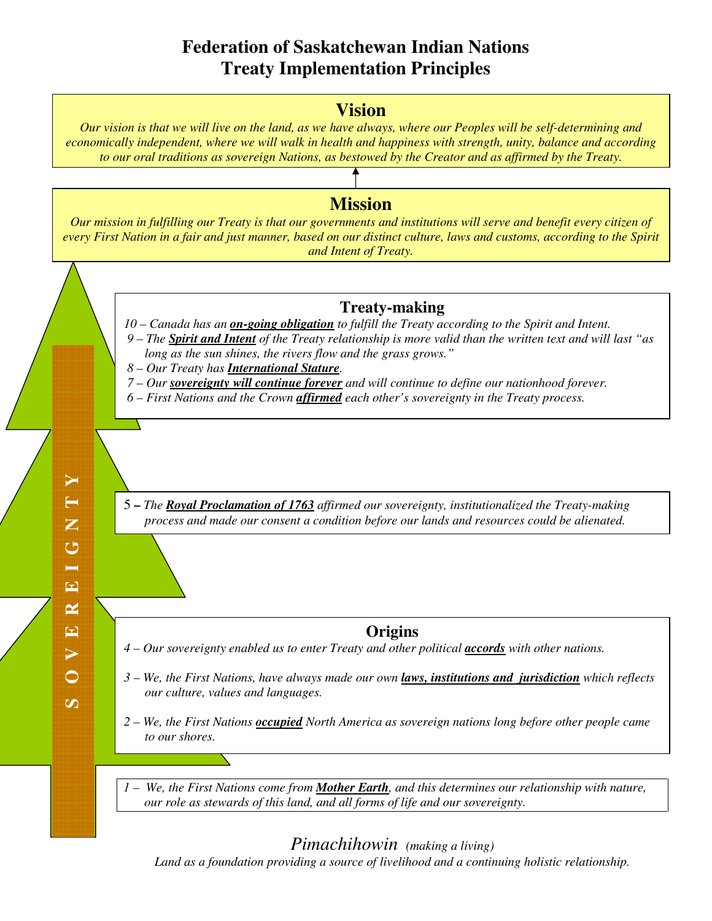# Federation of Saskatchewan Indian Nations
# Treaty Implementation Principles

## Vision

*Our vision is that we will live on the land, as we have always, where our Peoples will be self-determining and economically independent, where we will walk in health and happiness with strength, unity, balance and according to our oral traditions as sovereign Nations, as bestowed by the Creator and as affirmed by the Treaty.*

## Mission

*Our mission in fulfilling our Treaty is that our governments and institutions will serve and benefit every citizen of every First Nation in a fair and just manner, based on our distinct culture, laws and customs, according to the Spirit and Intent of Treaty.*

**S O V E R E I G N T Y**

### Treaty-making

*10 – Canada has an* ***on-going obligation*** *to fulfill the Treaty according to the Spirit and Intent.*

*9 – The* ***Spirit and Intent*** *of the Treaty relationship is more valid than the written text and will last "as long as the sun shines, the rivers flow and the grass grows."*

*8 – Our Treaty has* ***International Stature****.*

*7 – Our* ***sovereignty will continue forever*** *and will continue to define our nationhood forever.*

*6 – First Nations and the Crown* ***affirmed*** *each other's sovereignty in the Treaty process.*

5 – *The* ***Royal Proclamation of 1763*** *affirmed our sovereignty, institutionalized the Treaty-making process and made our consent a condition before our lands and resources could be alienated.*

### Origins

*4 – Our sovereignty enabled us to enter Treaty and other political* ***accords*** *with other nations.*

*3 – We, the First Nations, have always made our own* ***laws, institutions and jurisdiction*** *which reflects our culture, values and languages.*

*2 – We, the First Nations* ***occupied*** *North America as sovereign nations long before other people came to our shores.*

*1 – We, the First Nations come from* ***Mother Earth****, and this determines our relationship with nature, our role as stewards of this land, and all forms of life and our sovereignty.*

*Pimachihowin (making a living)*

*Land as a foundation providing a source of livelihood and a continuing holistic relationship.*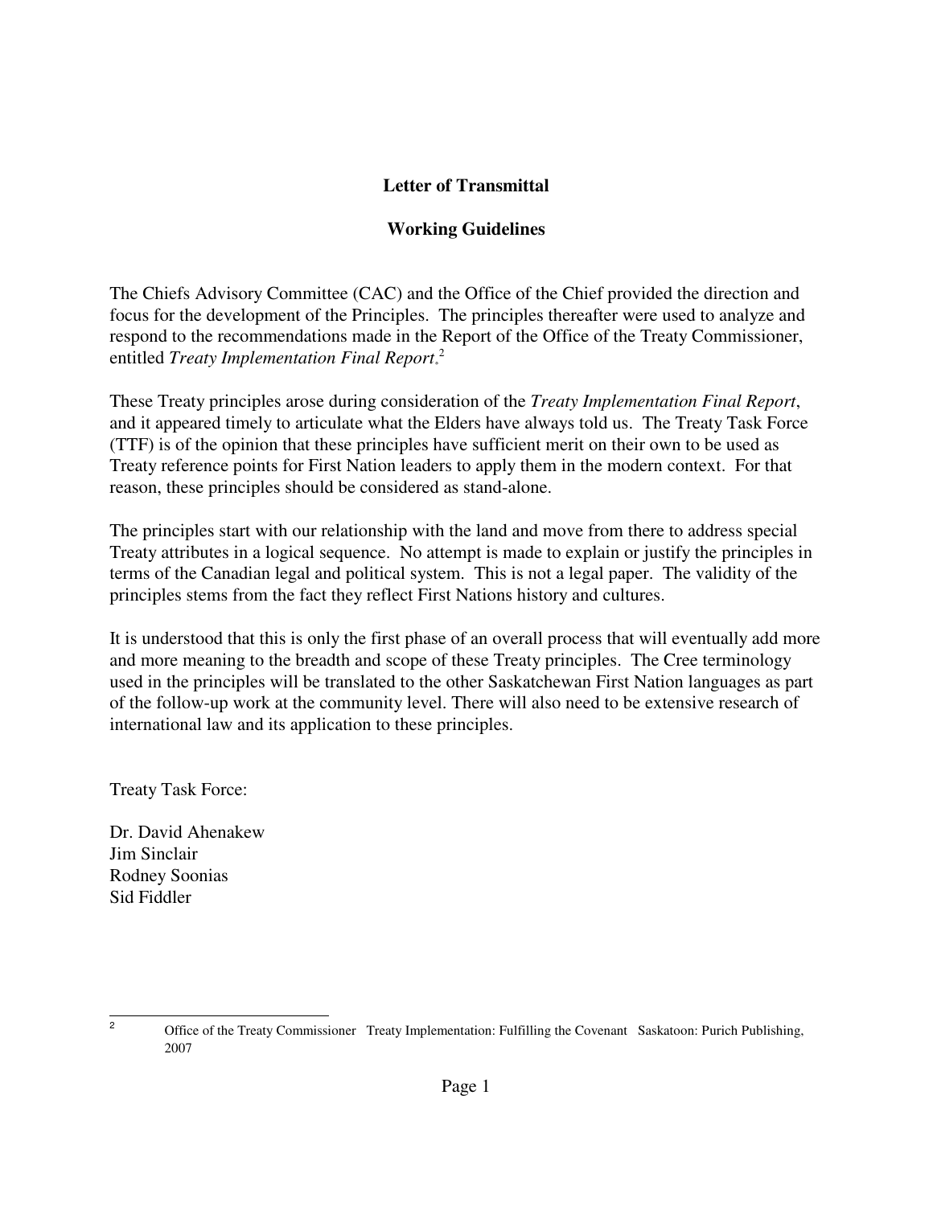## Letter of Transmittal

## Working Guidelines

The Chiefs Advisory Committee (CAC) and the Office of the Chief provided the direction and focus for the development of the Principles. The principles thereafter were used to analyze and respond to the recommendations made in the Report of the Office of the Treaty Commissioner, entitled *Treaty Implementation Final Report*.[2]

These Treaty principles arose during consideration of the *Treaty Implementation Final Report*, and it appeared timely to articulate what the Elders have always told us. The Treaty Task Force (TTF) is of the opinion that these principles have sufficient merit on their own to be used as Treaty reference points for First Nation leaders to apply them in the modern context. For that reason, these principles should be considered as stand-alone.

The principles start with our relationship with the land and move from there to address special Treaty attributes in a logical sequence. No attempt is made to explain or justify the principles in terms of the Canadian legal and political system. This is not a legal paper. The validity of the principles stems from the fact they reflect First Nations history and cultures.

It is understood that this is only the first phase of an overall process that will eventually add more and more meaning to the breadth and scope of these Treaty principles. The Cree terminology used in the principles will be translated to the other Saskatchewan First Nation languages as part of the follow-up work at the community level. There will also need to be extensive research of international law and its application to these principles.

Treaty Task Force:

Dr. David Ahenakew
Jim Sinclair
Rodney Soonias
Sid Fiddler

---

[2] Office of the Treaty Commissioner Treaty Implementation: Fulfilling the Covenant Saskatoon: Purich Publishing, 2007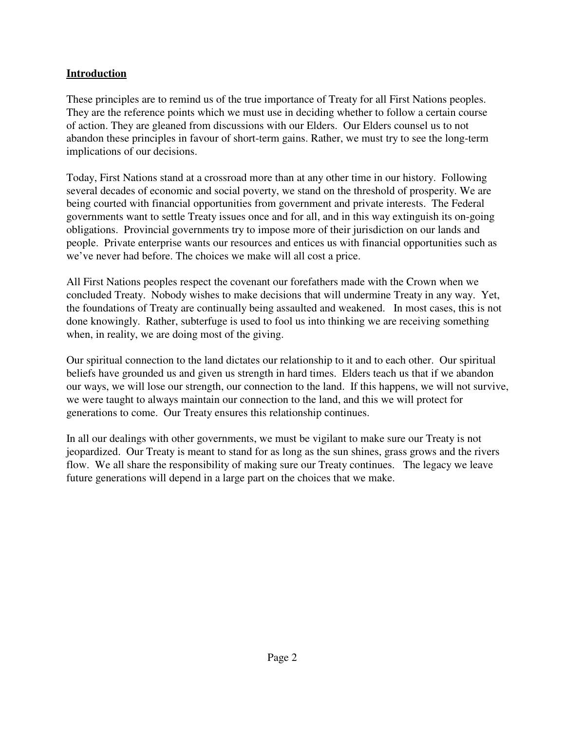## Introduction

These principles are to remind us of the true importance of Treaty for all First Nations peoples. They are the reference points which we must use in deciding whether to follow a certain course of action. They are gleaned from discussions with our Elders. Our Elders counsel us to not abandon these principles in favour of short-term gains. Rather, we must try to see the long-term implications of our decisions.

Today, First Nations stand at a crossroad more than at any other time in our history. Following several decades of economic and social poverty, we stand on the threshold of prosperity. We are being courted with financial opportunities from government and private interests. The Federal governments want to settle Treaty issues once and for all, and in this way extinguish its on-going obligations. Provincial governments try to impose more of their jurisdiction on our lands and people. Private enterprise wants our resources and entices us with financial opportunities such as we've never had before. The choices we make will all cost a price.

All First Nations peoples respect the covenant our forefathers made with the Crown when we concluded Treaty. Nobody wishes to make decisions that will undermine Treaty in any way. Yet, the foundations of Treaty are continually being assaulted and weakened. In most cases, this is not done knowingly. Rather, subterfuge is used to fool us into thinking we are receiving something when, in reality, we are doing most of the giving.

Our spiritual connection to the land dictates our relationship to it and to each other. Our spiritual beliefs have grounded us and given us strength in hard times. Elders teach us that if we abandon our ways, we will lose our strength, our connection to the land. If this happens, we will not survive, we were taught to always maintain our connection to the land, and this we will protect for generations to come. Our Treaty ensures this relationship continues.

In all our dealings with other governments, we must be vigilant to make sure our Treaty is not jeopardized. Our Treaty is meant to stand for as long as the sun shines, grass grows and the rivers flow. We all share the responsibility of making sure our Treaty continues. The legacy we leave future generations will depend in a large part on the choices that we make.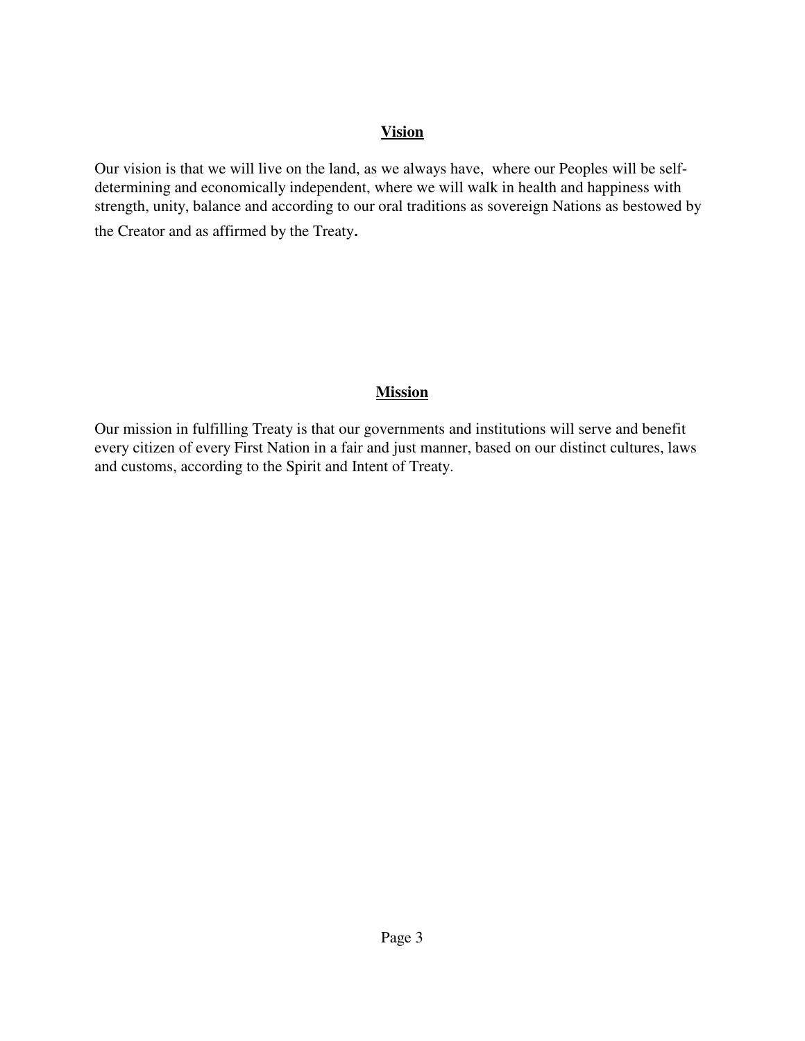## Vision

Our vision is that we will live on the land, as we always have, where our Peoples will be self-determining and economically independent, where we will walk in health and happiness with strength, unity, balance and according to our oral traditions as sovereign Nations as bestowed by the Creator and as affirmed by the Treaty.

## Mission

Our mission in fulfilling Treaty is that our governments and institutions will serve and benefit every citizen of every First Nation in a fair and just manner, based on our distinct cultures, laws and customs, according to the Spirit and Intent of Treaty.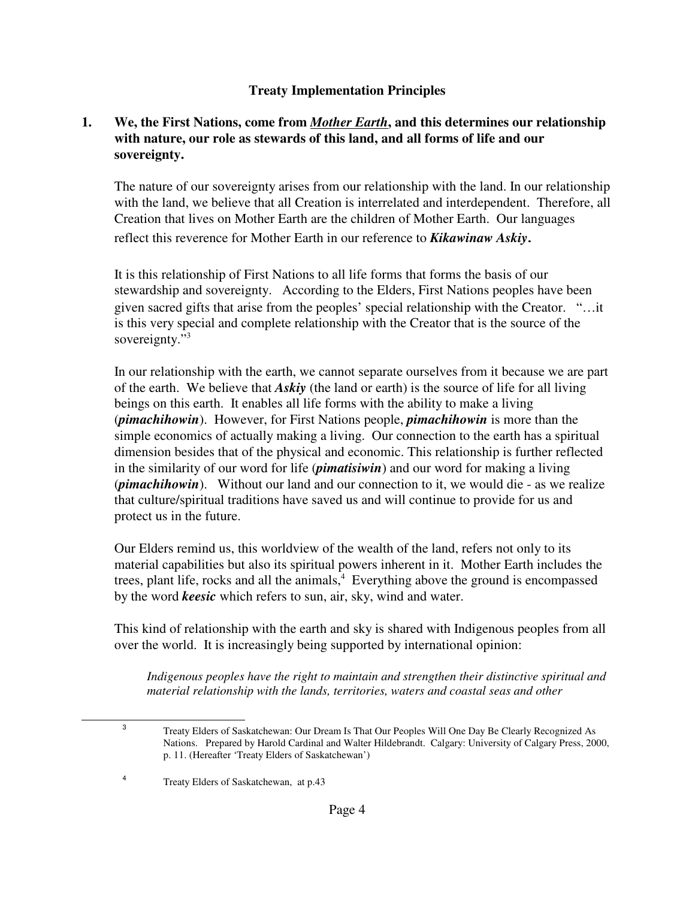## Treaty Implementation Principles

**1. We, the First Nations, come from *Mother Earth*, and this determines our relationship with nature, our role as stewards of this land, and all forms of life and our sovereignty.**

The nature of our sovereignty arises from our relationship with the land. In our relationship with the land, we believe that all Creation is interrelated and interdependent. Therefore, all Creation that lives on Mother Earth are the children of Mother Earth. Our languages reflect this reverence for Mother Earth in our reference to ***Kikawinaw Askiy*.**

It is this relationship of First Nations to all life forms that forms the basis of our stewardship and sovereignty. According to the Elders, First Nations peoples have been given sacred gifts that arise from the peoples' special relationship with the Creator. "…it is this very special and complete relationship with the Creator that is the source of the sovereignty."[3]

In our relationship with the earth, we cannot separate ourselves from it because we are part of the earth. We believe that ***Askiy*** (the land or earth) is the source of life for all living beings on this earth. It enables all life forms with the ability to make a living (***pimachihowin***). However, for First Nations people, ***pimachihowin*** is more than the simple economics of actually making a living. Our connection to the earth has a spiritual dimension besides that of the physical and economic. This relationship is further reflected in the similarity of our word for life (***pimatisiwin***) and our word for making a living (***pimachihowin***). Without our land and our connection to it, we would die - as we realize that culture/spiritual traditions have saved us and will continue to provide for us and protect us in the future.

Our Elders remind us, this worldview of the wealth of the land, refers not only to its material capabilities but also its spiritual powers inherent in it. Mother Earth includes the trees, plant life, rocks and all the animals,[4] Everything above the ground is encompassed by the word ***keesic*** which refers to sun, air, sky, wind and water.

This kind of relationship with the earth and sky is shared with Indigenous peoples from all over the world. It is increasingly being supported by international opinion:

> *Indigenous peoples have the right to maintain and strengthen their distinctive spiritual and material relationship with the lands, territories, waters and coastal seas and other*

---

[3] Treaty Elders of Saskatchewan: Our Dream Is That Our Peoples Will One Day Be Clearly Recognized As Nations. Prepared by Harold Cardinal and Walter Hildebrandt. Calgary: University of Calgary Press, 2000, p. 11. (Hereafter 'Treaty Elders of Saskatchewan')

[4] Treaty Elders of Saskatchewan, at p.43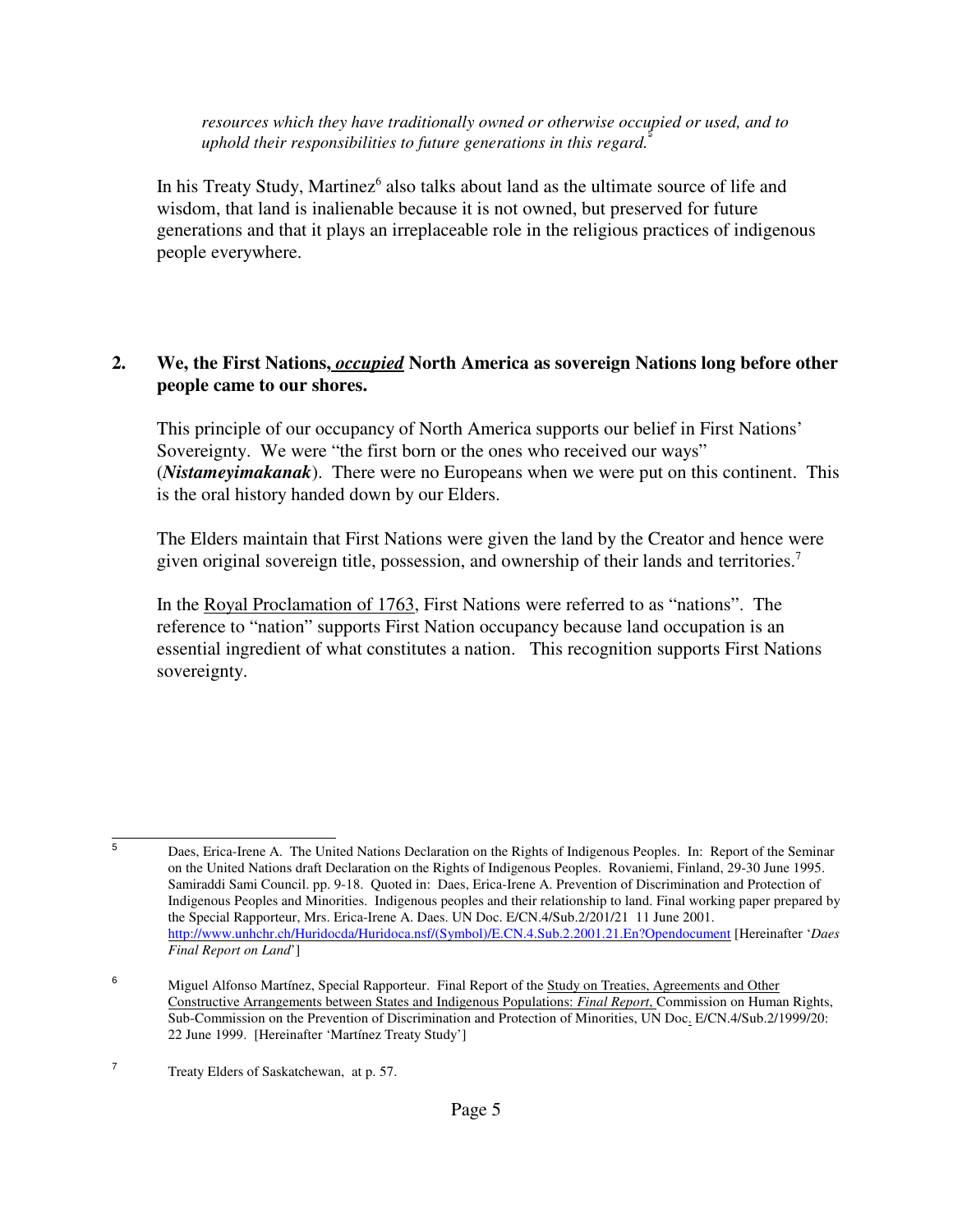*resources which they have traditionally owned or otherwise occupied or used, and to uphold their responsibilities to future generations in this regard.*[5]

In his Treaty Study, Martinez[6] also talks about land as the ultimate source of life and wisdom, that land is inalienable because it is not owned, but preserved for future generations and that it plays an irreplaceable role in the religious practices of indigenous people everywhere.

**2. We, the First Nations, *occupied* North America as sovereign Nations long before other people came to our shores.**

This principle of our occupancy of North America supports our belief in First Nations' Sovereignty. We were "the first born or the ones who received our ways" (***Nistameyimakanak***). There were no Europeans when we were put on this continent. This is the oral history handed down by our Elders.

The Elders maintain that First Nations were given the land by the Creator and hence were given original sovereign title, possession, and ownership of their lands and territories.[7]

In the Royal Proclamation of 1763, First Nations were referred to as "nations". The reference to "nation" supports First Nation occupancy because land occupation is an essential ingredient of what constitutes a nation. This recognition supports First Nations sovereignty.

---

[5] Daes, Erica-Irene A. The United Nations Declaration on the Rights of Indigenous Peoples. In: Report of the Seminar on the United Nations draft Declaration on the Rights of Indigenous Peoples. Rovaniemi, Finland, 29-30 June 1995. Samiraddi Sami Council. pp. 9-18. Quoted in: Daes, Erica-Irene A. Prevention of Discrimination and Protection of Indigenous Peoples and Minorities. Indigenous peoples and their relationship to land. Final working paper prepared by the Special Rapporteur, Mrs. Erica-Irene A. Daes. UN Doc. E/CN.4/Sub.2/201/21 11 June 2001. http://www.unhchr.ch/Huridocda/Huridoca.nsf/(Symbol)/E.CN.4.Sub.2.2001.21.En?Opendocument [Hereinafter '*Daes Final Report on Land*']

[6] Miguel Alfonso Martínez, Special Rapporteur. Final Report of the Study on Treaties, Agreements and Other Constructive Arrangements between States and Indigenous Populations: *Final Report*, Commission on Human Rights, Sub-Commission on the Prevention of Discrimination and Protection of Minorities, UN Doc. E/CN.4/Sub.2/1999/20: 22 June 1999. [Hereinafter 'Martínez Treaty Study']

[7] Treaty Elders of Saskatchewan, at p. 57.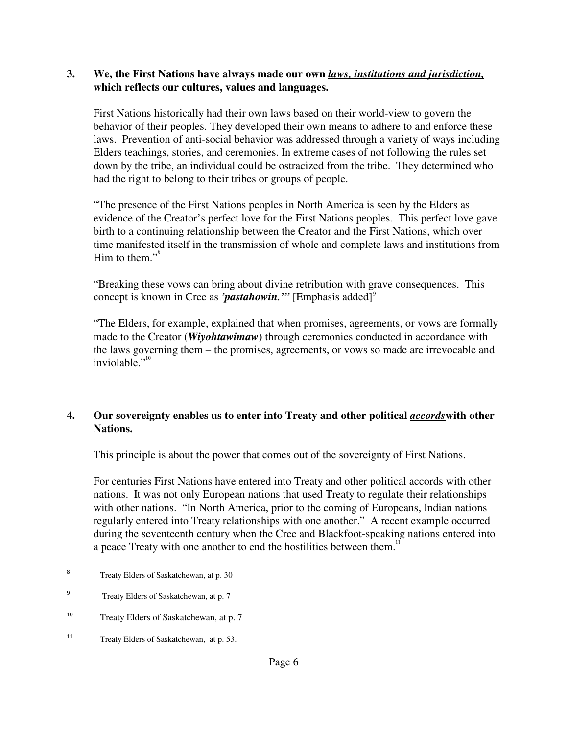**3. We, the First Nations have always made our own *laws, institutions and jurisdiction,* which reflects our cultures, values and languages.**

First Nations historically had their own laws based on their world-view to govern the behavior of their peoples. They developed their own means to adhere to and enforce these laws. Prevention of anti-social behavior was addressed through a variety of ways including Elders teachings, stories, and ceremonies. In extreme cases of not following the rules set down by the tribe, an individual could be ostracized from the tribe. They determined who had the right to belong to their tribes or groups of people.

"The presence of the First Nations peoples in North America is seen by the Elders as evidence of the Creator's perfect love for the First Nations peoples. This perfect love gave birth to a continuing relationship between the Creator and the First Nations, which over time manifested itself in the transmission of whole and complete laws and institutions from Him to them."[8]

"Breaking these vows can bring about divine retribution with grave consequences. This concept is known in Cree as ***'pastahowin.'"*** [Emphasis added][9]

"The Elders, for example, explained that when promises, agreements, or vows are formally made to the Creator (***Wiyohtawimaw***) through ceremonies conducted in accordance with the laws governing them – the promises, agreements, or vows so made are irrevocable and inviolable."[10]

**4. Our sovereignty enables us to enter into Treaty and other political *accords* with other Nations.**

This principle is about the power that comes out of the sovereignty of First Nations.

For centuries First Nations have entered into Treaty and other political accords with other nations. It was not only European nations that used Treaty to regulate their relationships with other nations. "In North America, prior to the coming of Europeans, Indian nations regularly entered into Treaty relationships with one another." A recent example occurred during the seventeenth century when the Cree and Blackfoot-speaking nations entered into a peace Treaty with one another to end the hostilities between them.[11]

---

[8] Treaty Elders of Saskatchewan, at p. 30

[9] Treaty Elders of Saskatchewan, at p. 7

[10] Treaty Elders of Saskatchewan, at p. 7

[11] Treaty Elders of Saskatchewan, at p. 53.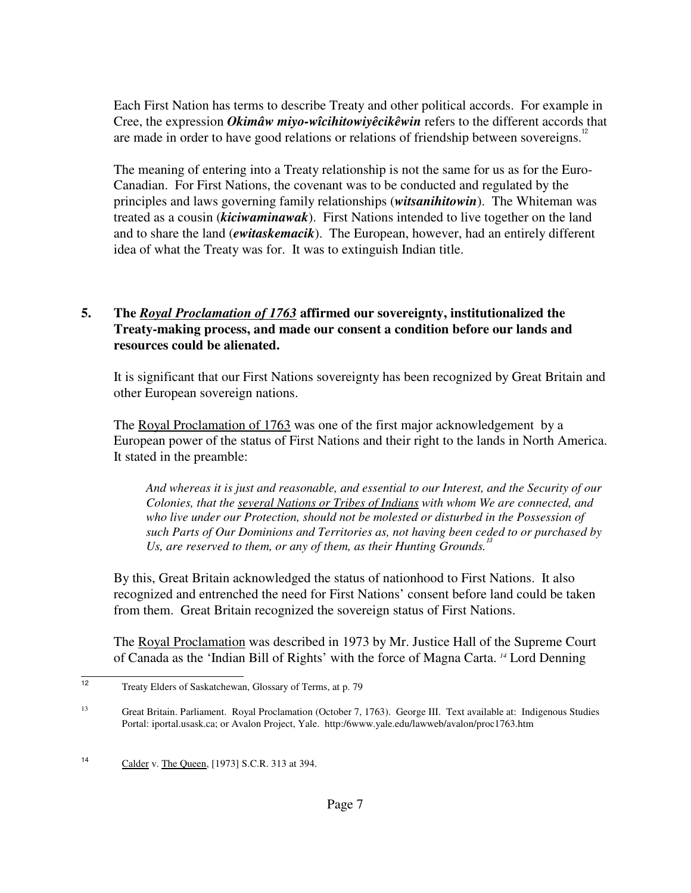Each First Nation has terms to describe Treaty and other political accords. For example in Cree, the expression ***Okimâw miyo-wîcihitowiyêcikêwin*** refers to the different accords that are made in order to have good relations or relations of friendship between sovereigns.[12]

The meaning of entering into a Treaty relationship is not the same for us as for the Euro-Canadian. For First Nations, the covenant was to be conducted and regulated by the principles and laws governing family relationships (***witsanihitowin***). The Whiteman was treated as a cousin (***kiciwaminawak***). First Nations intended to live together on the land and to share the land (***ewitaskemacik***). The European, however, had an entirely different idea of what the Treaty was for. It was to extinguish Indian title.

### 5. The *Royal Proclamation of 1763* affirmed our sovereignty, institutionalized the Treaty-making process, and made our consent a condition before our lands and resources could be alienated.

It is significant that our First Nations sovereignty has been recognized by Great Britain and other European sovereign nations.

The Royal Proclamation of 1763 was one of the first major acknowledgement by a European power of the status of First Nations and their right to the lands in North America. It stated in the preamble:

> *And whereas it is just and reasonable, and essential to our Interest, and the Security of our Colonies, that the several Nations or Tribes of Indians with whom We are connected, and who live under our Protection, should not be molested or disturbed in the Possession of such Parts of Our Dominions and Territories as, not having been ceded to or purchased by Us, are reserved to them, or any of them, as their Hunting Grounds.*[13]

By this, Great Britain acknowledged the status of nationhood to First Nations. It also recognized and entrenched the need for First Nations' consent before land could be taken from them. Great Britain recognized the sovereign status of First Nations.

The Royal Proclamation was described in 1973 by Mr. Justice Hall of the Supreme Court of Canada as the 'Indian Bill of Rights' with the force of Magna Carta.[14] Lord Denning

---

[12] Treaty Elders of Saskatchewan, Glossary of Terms, at p. 79

[13] Great Britain. Parliament. Royal Proclamation (October 7, 1763). George III. Text available at: Indigenous Studies Portal: iportal.usask.ca; or Avalon Project, Yale. http:/6www.yale.edu/lawweb/avalon/proc1763.htm

[14] Calder v. The Queen, [1973] S.C.R. 313 at 394.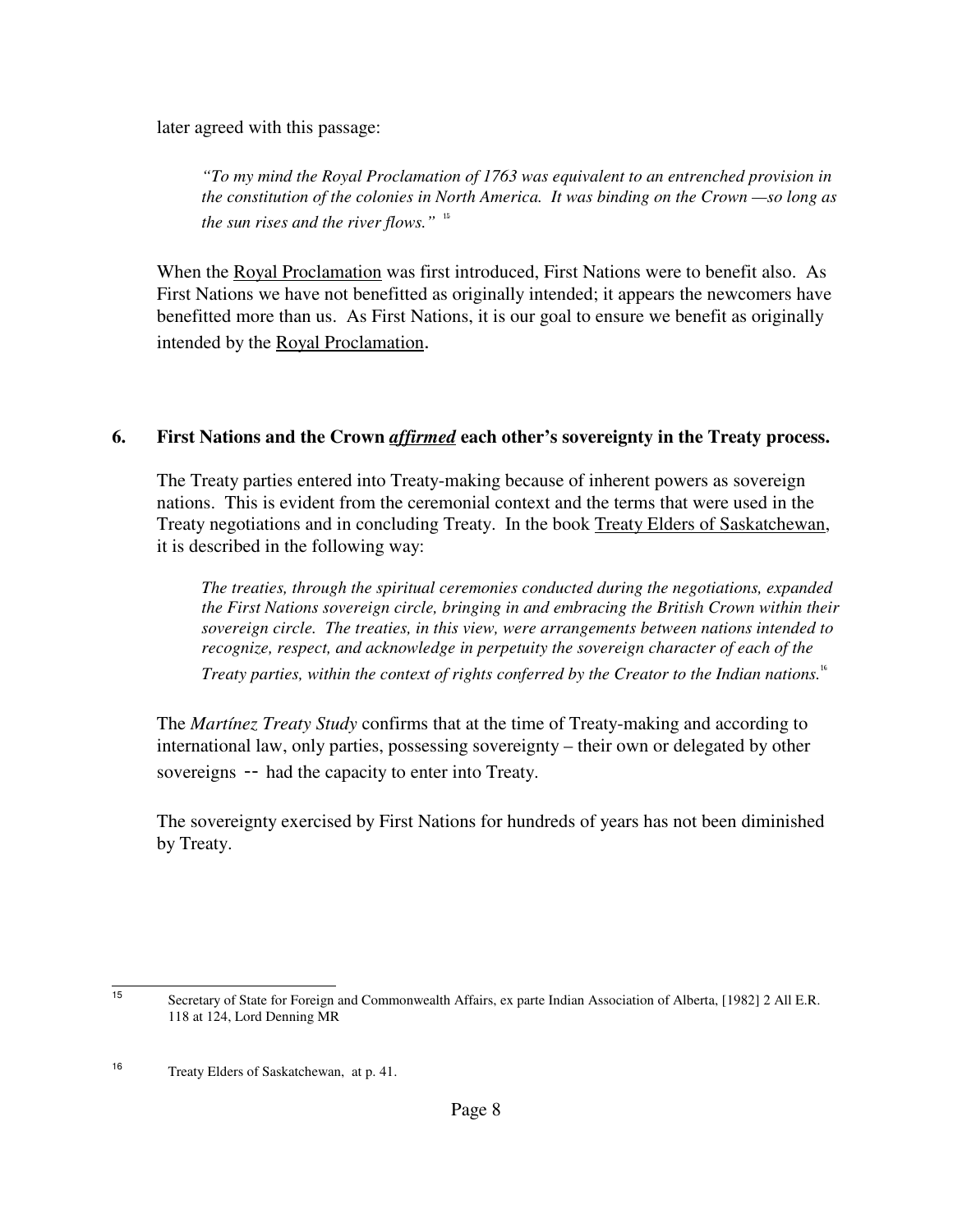later agreed with this passage:

> *"To my mind the Royal Proclamation of 1763 was equivalent to an entrenched provision in the constitution of the colonies in North America. It was binding on the Crown —so long as the sun rises and the river flows."* [15]

When the Royal Proclamation was first introduced, First Nations were to benefit also. As First Nations we have not benefitted as originally intended; it appears the newcomers have benefitted more than us. As First Nations, it is our goal to ensure we benefit as originally intended by the Royal Proclamation.

## 6. First Nations and the Crown ***affirmed*** each other's sovereignty in the Treaty process.

The Treaty parties entered into Treaty-making because of inherent powers as sovereign nations. This is evident from the ceremonial context and the terms that were used in the Treaty negotiations and in concluding Treaty. In the book Treaty Elders of Saskatchewan, it is described in the following way:

> *The treaties, through the spiritual ceremonies conducted during the negotiations, expanded the First Nations sovereign circle, bringing in and embracing the British Crown within their sovereign circle. The treaties, in this view, were arrangements between nations intended to recognize, respect, and acknowledge in perpetuity the sovereign character of each of the Treaty parties, within the context of rights conferred by the Creator to the Indian nations.*[16]

The *Martínez Treaty Study* confirms that at the time of Treaty-making and according to international law, only parties, possessing sovereignty – their own or delegated by other sovereigns -- had the capacity to enter into Treaty.

The sovereignty exercised by First Nations for hundreds of years has not been diminished by Treaty.

---

[15] Secretary of State for Foreign and Commonwealth Affairs, ex parte Indian Association of Alberta, [1982] 2 All E.R. 118 at 124, Lord Denning MR

[16] Treaty Elders of Saskatchewan, at p. 41.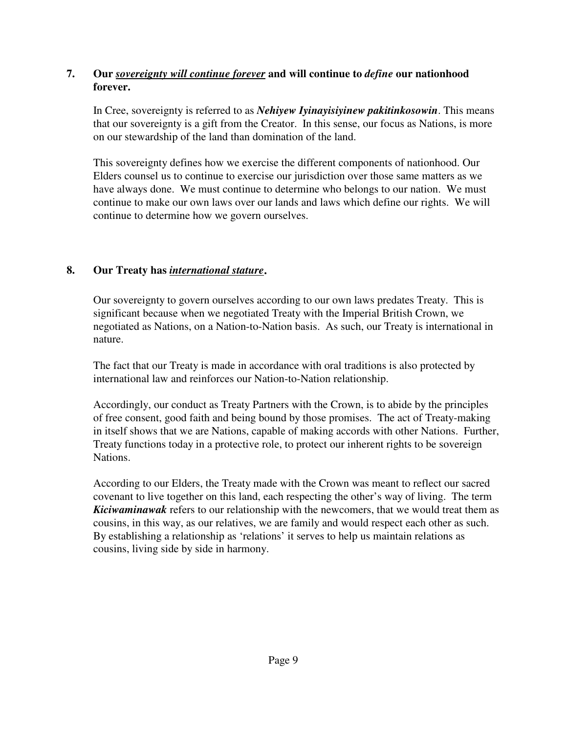**7. Our *__sovereignty will continue forever__* and will continue to *define* our nationhood forever.**

In Cree, sovereignty is referred to as ***Nehiyew Iyinayisiyinew pakitinkosowin***. This means that our sovereignty is a gift from the Creator. In this sense, our focus as Nations, is more on our stewardship of the land than domination of the land.

This sovereignty defines how we exercise the different components of nationhood. Our Elders counsel us to continue to exercise our jurisdiction over those same matters as we have always done. We must continue to determine who belongs to our nation. We must continue to make our own laws over our lands and laws which define our rights. We will continue to determine how we govern ourselves.

**8. Our Treaty has *__international stature__*.**

Our sovereignty to govern ourselves according to our own laws predates Treaty. This is significant because when we negotiated Treaty with the Imperial British Crown, we negotiated as Nations, on a Nation-to-Nation basis. As such, our Treaty is international in nature.

The fact that our Treaty is made in accordance with oral traditions is also protected by international law and reinforces our Nation-to-Nation relationship.

Accordingly, our conduct as Treaty Partners with the Crown, is to abide by the principles of free consent, good faith and being bound by those promises. The act of Treaty-making in itself shows that we are Nations, capable of making accords with other Nations. Further, Treaty functions today in a protective role, to protect our inherent rights to be sovereign Nations.

According to our Elders, the Treaty made with the Crown was meant to reflect our sacred covenant to live together on this land, each respecting the other's way of living. The term ***Kiciwaminawak*** refers to our relationship with the newcomers, that we would treat them as cousins, in this way, as our relatives, we are family and would respect each other as such. By establishing a relationship as 'relations' it serves to help us maintain relations as cousins, living side by side in harmony.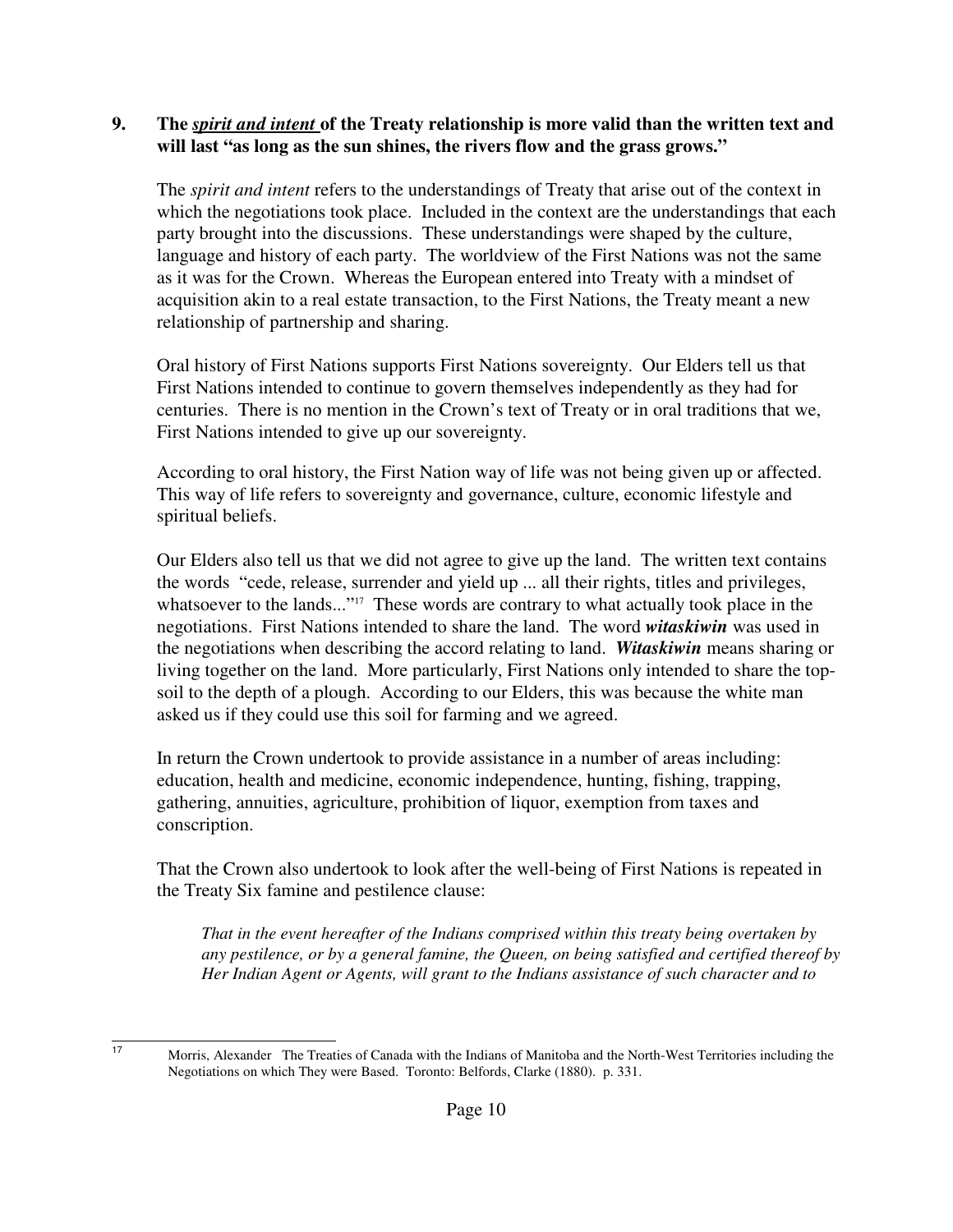**9. The *spirit and intent* of the Treaty relationship is more valid than the written text and will last "as long as the sun shines, the rivers flow and the grass grows."**

The *spirit and intent* refers to the understandings of Treaty that arise out of the context in which the negotiations took place. Included in the context are the understandings that each party brought into the discussions. These understandings were shaped by the culture, language and history of each party. The worldview of the First Nations was not the same as it was for the Crown. Whereas the European entered into Treaty with a mindset of acquisition akin to a real estate transaction, to the First Nations, the Treaty meant a new relationship of partnership and sharing.

Oral history of First Nations supports First Nations sovereignty. Our Elders tell us that First Nations intended to continue to govern themselves independently as they had for centuries. There is no mention in the Crown's text of Treaty or in oral traditions that we, First Nations intended to give up our sovereignty.

According to oral history, the First Nation way of life was not being given up or affected. This way of life refers to sovereignty and governance, culture, economic lifestyle and spiritual beliefs.

Our Elders also tell us that we did not agree to give up the land. The written text contains the words "cede, release, surrender and yield up ... all their rights, titles and privileges, whatsoever to the lands..."[17] These words are contrary to what actually took place in the negotiations. First Nations intended to share the land. The word ***witaskiwin*** was used in the negotiations when describing the accord relating to land. ***Witaskiwin*** means sharing or living together on the land. More particularly, First Nations only intended to share the top-soil to the depth of a plough. According to our Elders, this was because the white man asked us if they could use this soil for farming and we agreed.

In return the Crown undertook to provide assistance in a number of areas including: education, health and medicine, economic independence, hunting, fishing, trapping, gathering, annuities, agriculture, prohibition of liquor, exemption from taxes and conscription.

That the Crown also undertook to look after the well-being of First Nations is repeated in the Treaty Six famine and pestilence clause:

> *That in the event hereafter of the Indians comprised within this treaty being overtaken by any pestilence, or by a general famine, the Queen, on being satisfied and certified thereof by Her Indian Agent or Agents, will grant to the Indians assistance of such character and to*

---

[17] Morris, Alexander The Treaties of Canada with the Indians of Manitoba and the North-West Territories including the Negotiations on which They were Based. Toronto: Belfords, Clarke (1880). p. 331.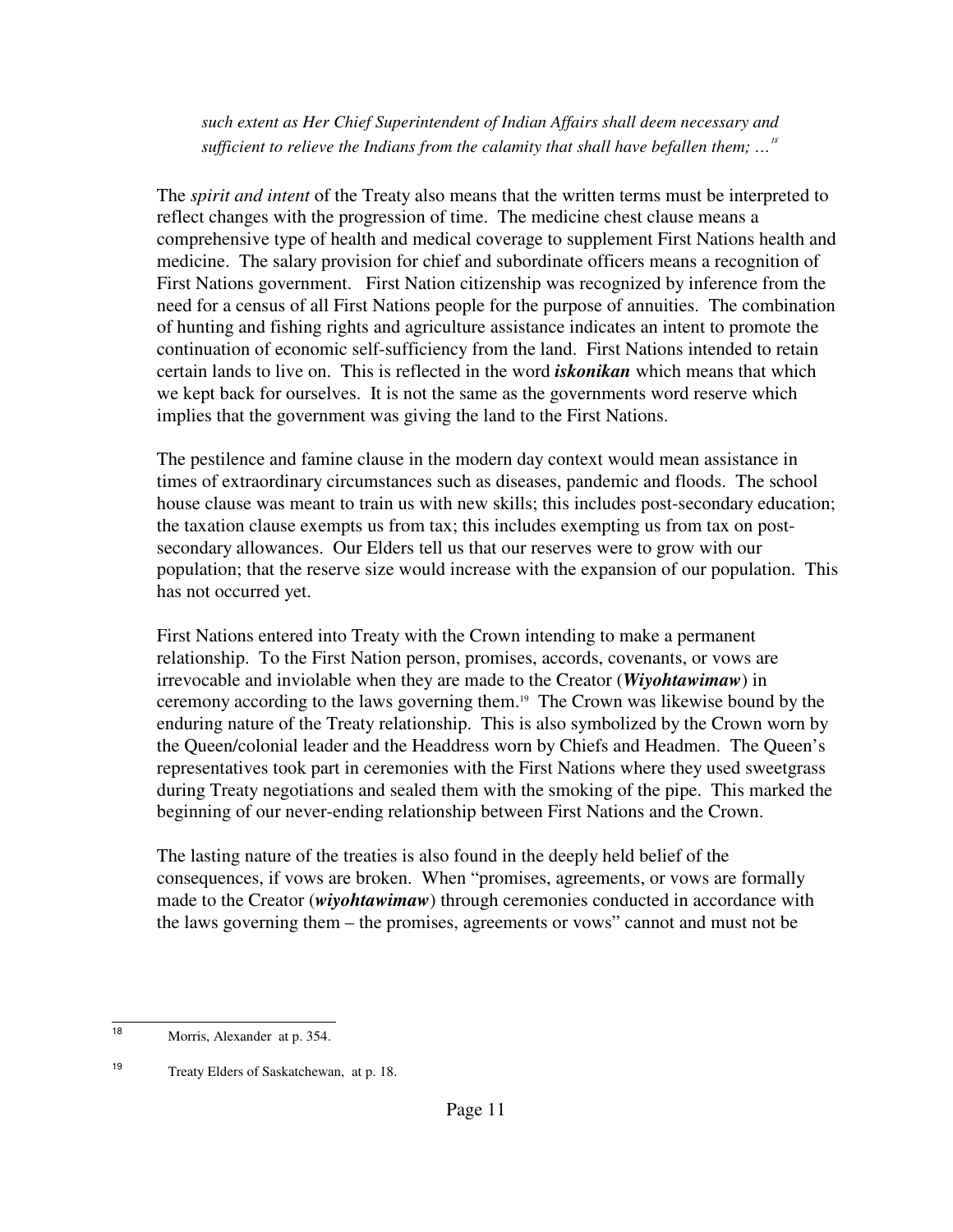*such extent as Her Chief Superintendent of Indian Affairs shall deem necessary and sufficient to relieve the Indians from the calamity that shall have befallen them; …*[18]

The *spirit and intent* of the Treaty also means that the written terms must be interpreted to reflect changes with the progression of time. The medicine chest clause means a comprehensive type of health and medical coverage to supplement First Nations health and medicine. The salary provision for chief and subordinate officers means a recognition of First Nations government. First Nation citizenship was recognized by inference from the need for a census of all First Nations people for the purpose of annuities. The combination of hunting and fishing rights and agriculture assistance indicates an intent to promote the continuation of economic self-sufficiency from the land. First Nations intended to retain certain lands to live on. This is reflected in the word ***iskonikan*** which means that which we kept back for ourselves. It is not the same as the governments word reserve which implies that the government was giving the land to the First Nations.

The pestilence and famine clause in the modern day context would mean assistance in times of extraordinary circumstances such as diseases, pandemic and floods. The school house clause was meant to train us with new skills; this includes post-secondary education; the taxation clause exempts us from tax; this includes exempting us from tax on post-secondary allowances. Our Elders tell us that our reserves were to grow with our population; that the reserve size would increase with the expansion of our population. This has not occurred yet.

First Nations entered into Treaty with the Crown intending to make a permanent relationship. To the First Nation person, promises, accords, covenants, or vows are irrevocable and inviolable when they are made to the Creator (***Wiyohtawimaw***) in ceremony according to the laws governing them.[19] The Crown was likewise bound by the enduring nature of the Treaty relationship. This is also symbolized by the Crown worn by the Queen/colonial leader and the Headdress worn by Chiefs and Headmen. The Queen's representatives took part in ceremonies with the First Nations where they used sweetgrass during Treaty negotiations and sealed them with the smoking of the pipe. This marked the beginning of our never-ending relationship between First Nations and the Crown.

The lasting nature of the treaties is also found in the deeply held belief of the consequences, if vows are broken. When "promises, agreements, or vows are formally made to the Creator (***wiyohtawimaw***) through ceremonies conducted in accordance with the laws governing them – the promises, agreements or vows" cannot and must not be

---

[18] Morris, Alexander at p. 354.

[19] Treaty Elders of Saskatchewan, at p. 18.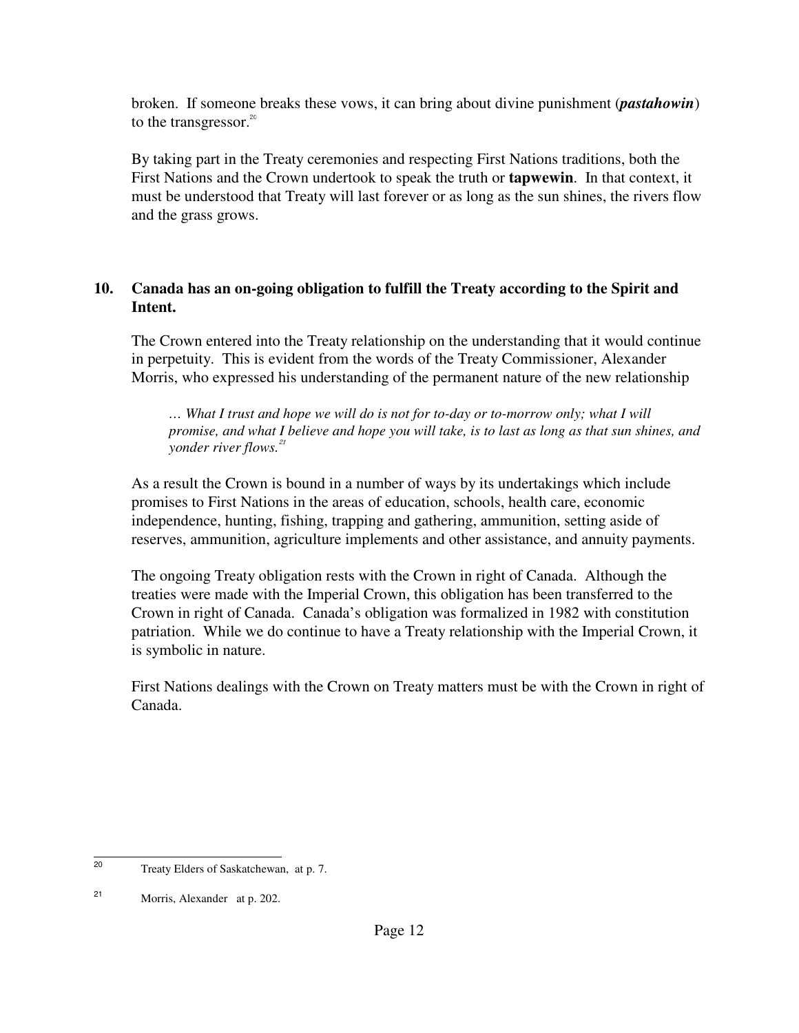broken. If someone breaks these vows, it can bring about divine punishment (***pastahowin***) to the transgressor.[20]

By taking part in the Treaty ceremonies and respecting First Nations traditions, both the First Nations and the Crown undertook to speak the truth or **tapwewin**. In that context, it must be understood that Treaty will last forever or as long as the sun shines, the rivers flow and the grass grows.

## 10. Canada has an on-going obligation to fulfill the Treaty according to the Spirit and Intent.

The Crown entered into the Treaty relationship on the understanding that it would continue in perpetuity. This is evident from the words of the Treaty Commissioner, Alexander Morris, who expressed his understanding of the permanent nature of the new relationship

> *… What I trust and hope we will do is not for to-day or to-morrow only; what I will promise, and what I believe and hope you will take, is to last as long as that sun shines, and yonder river flows.*[21]

As a result the Crown is bound in a number of ways by its undertakings which include promises to First Nations in the areas of education, schools, health care, economic independence, hunting, fishing, trapping and gathering, ammunition, setting aside of reserves, ammunition, agriculture implements and other assistance, and annuity payments.

The ongoing Treaty obligation rests with the Crown in right of Canada. Although the treaties were made with the Imperial Crown, this obligation has been transferred to the Crown in right of Canada. Canada's obligation was formalized in 1982 with constitution patriation. While we do continue to have a Treaty relationship with the Imperial Crown, it is symbolic in nature.

First Nations dealings with the Crown on Treaty matters must be with the Crown in right of Canada.

---

[20] Treaty Elders of Saskatchewan, at p. 7.

[21] Morris, Alexander at p. 202.